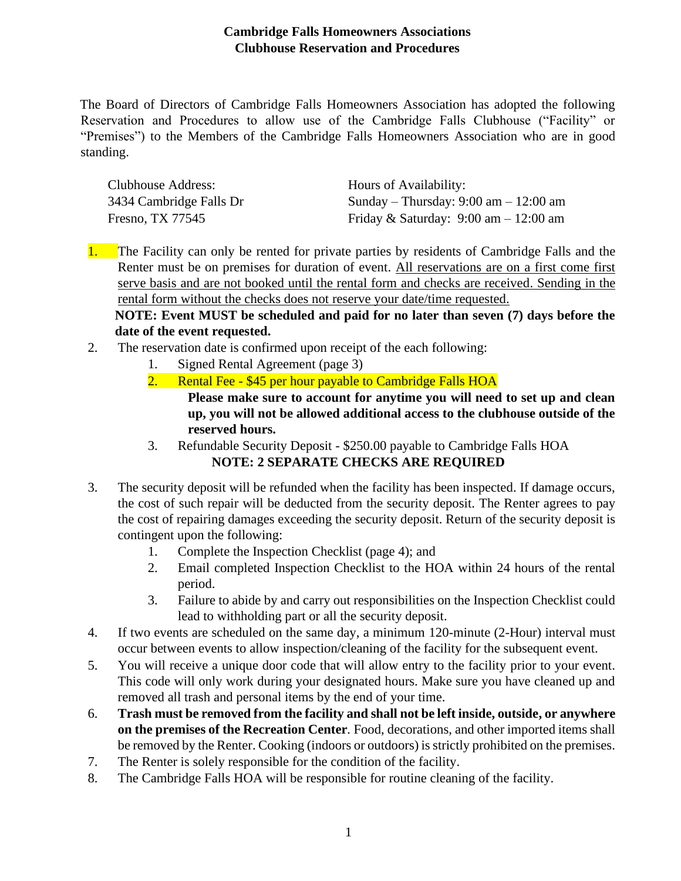# Cambridge Falls Homeowners Associations
## Clubhouse Reservation and Procedures

The Board of Directors of Cambridge Falls Homeowners Association has adopted the following Reservation and Procedures to allow use of the Cambridge Falls Clubhouse ("Facility" or "Premises") to the Members of the Cambridge Falls Homeowners Association who are in good standing.

| Clubhouse Address: | Hours of Availability: |
|---|---|
| 3434 Cambridge Falls Dr | Sunday – Thursday: 9:00 am – 12:00 am |
| Fresno, TX 77545 | Friday & Saturday: 9:00 am – 12:00 am |

1. The Facility can only be rented for private parties by residents of Cambridge Falls and the Renter must be on premises for duration of event. <u>All reservations are on a first come first serve basis and are not booked until the rental form and checks are received. Sending in the rental form without the checks does not reserve your date/time requested.</u>
   **NOTE: Event MUST be scheduled and paid for no later than seven (7) days before the date of the event requested.**
2. The reservation date is confirmed upon receipt of the each following:
   1. Signed Rental Agreement (page 3)
   2. Rental Fee - $45 per hour payable to Cambridge Falls HOA
      **Please make sure to account for anytime you will need to set up and clean up, you will not be allowed additional access to the clubhouse outside of the reserved hours.**
   3. Refundable Security Deposit - $250.00 payable to Cambridge Falls HOA
      **NOTE: 2 SEPARATE CHECKS ARE REQUIRED**
3. The security deposit will be refunded when the facility has been inspected. If damage occurs, the cost of such repair will be deducted from the security deposit. The Renter agrees to pay the cost of repairing damages exceeding the security deposit. Return of the security deposit is contingent upon the following:
   1. Complete the Inspection Checklist (page 4); and
   2. Email completed Inspection Checklist to the HOA within 24 hours of the rental period.
   3. Failure to abide by and carry out responsibilities on the Inspection Checklist could lead to withholding part or all the security deposit.
4. If two events are scheduled on the same day, a minimum 120-minute (2-Hour) interval must occur between events to allow inspection/cleaning of the facility for the subsequent event.
5. You will receive a unique door code that will allow entry to the facility prior to your event. This code will only work during your designated hours. Make sure you have cleaned up and removed all trash and personal items by the end of your time.
6. **Trash must be removed from the facility and shall not be left inside, outside, or anywhere on the premises of the Recreation Center**. Food, decorations, and other imported items shall be removed by the Renter. Cooking (indoors or outdoors) is strictly prohibited on the premises.
7. The Renter is solely responsible for the condition of the facility.
8. The Cambridge Falls HOA will be responsible for routine cleaning of the facility.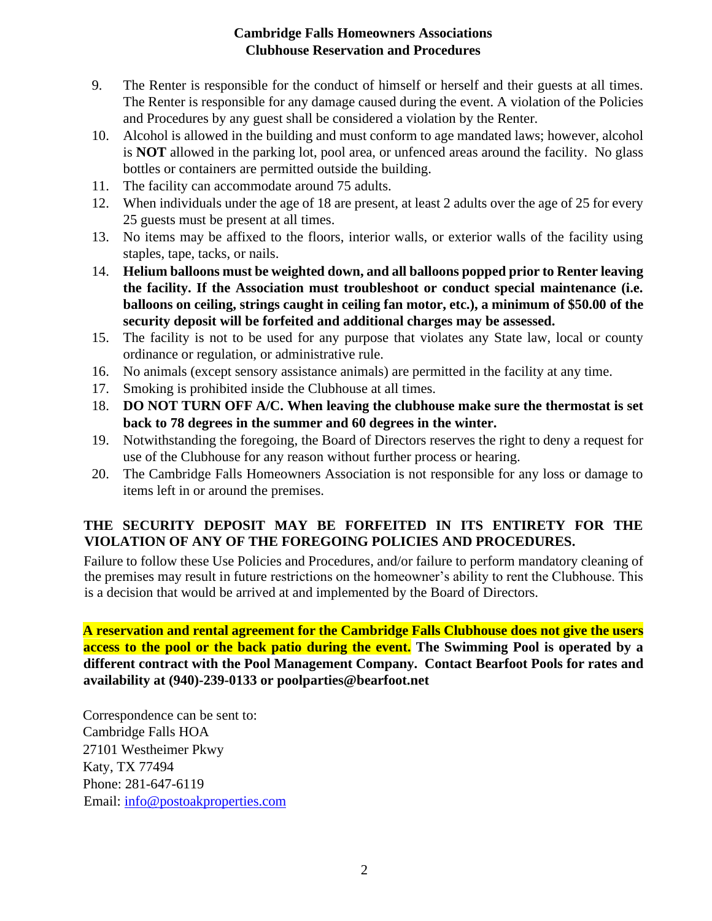9. The Renter is responsible for the conduct of himself or herself and their guests at all times. The Renter is responsible for any damage caused during the event. A violation of the Policies and Procedures by any guest shall be considered a violation by the Renter.
10. Alcohol is allowed in the building and must conform to age mandated laws; however, alcohol is **NOT** allowed in the parking lot, pool area, or unfenced areas around the facility. No glass bottles or containers are permitted outside the building.
11. The facility can accommodate around 75 adults.
12. When individuals under the age of 18 are present, at least 2 adults over the age of 25 for every 25 guests must be present at all times.
13. No items may be affixed to the floors, interior walls, or exterior walls of the facility using staples, tape, tacks, or nails.
14. **Helium balloons must be weighted down, and all balloons popped prior to Renter leaving the facility. If the Association must troubleshoot or conduct special maintenance (i.e. balloons on ceiling, strings caught in ceiling fan motor, etc.), a minimum of $50.00 of the security deposit will be forfeited and additional charges may be assessed.**
15. The facility is not to be used for any purpose that violates any State law, local or county ordinance or regulation, or administrative rule.
16. No animals (except sensory assistance animals) are permitted in the facility at any time.
17. Smoking is prohibited inside the Clubhouse at all times.
18. **DO NOT TURN OFF A/C. When leaving the clubhouse make sure the thermostat is set back to 78 degrees in the summer and 60 degrees in the winter.**
19. Notwithstanding the foregoing, the Board of Directors reserves the right to deny a request for use of the Clubhouse for any reason without further process or hearing.
20. The Cambridge Falls Homeowners Association is not responsible for any loss or damage to items left in or around the premises.

**THE SECURITY DEPOSIT MAY BE FORFEITED IN ITS ENTIRETY FOR THE VIOLATION OF ANY OF THE FOREGOING POLICIES AND PROCEDURES.**

Failure to follow these Use Policies and Procedures, and/or failure to perform mandatory cleaning of the premises may result in future restrictions on the homeowner's ability to rent the Clubhouse. This is a decision that would be arrived at and implemented by the Board of Directors.

**A reservation and rental agreement for the Cambridge Falls Clubhouse does not give the users access to the pool or the back patio during the event. The Swimming Pool is operated by a different contract with the Pool Management Company. Contact Bearfoot Pools for rates and availability at (940)-239-0133 or poolparties@bearfoot.net**

Correspondence can be sent to:
Cambridge Falls HOA
27101 Westheimer Pkwy
Katy, TX 77494
Phone: 281-647-6119
Email: info@postoakproperties.com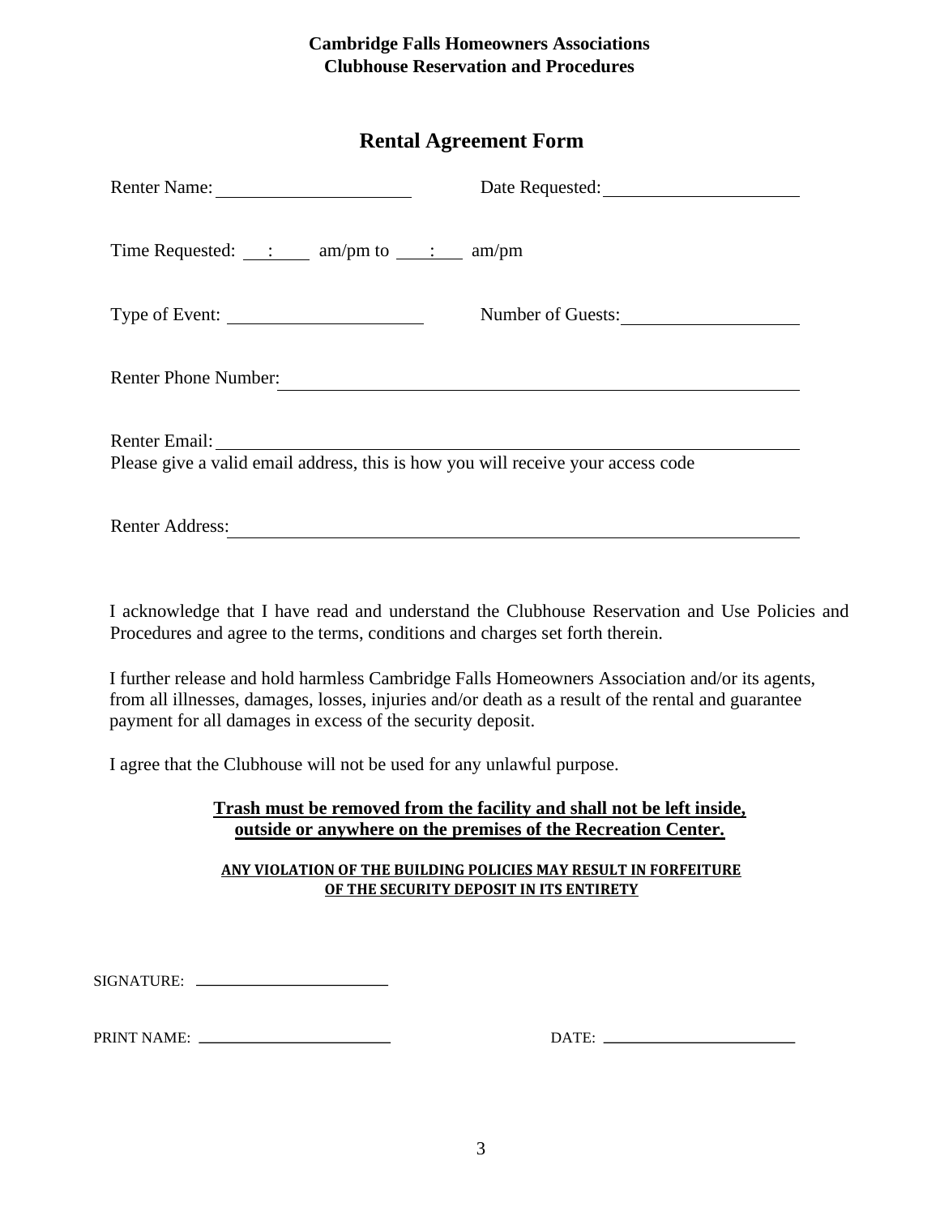**Cambridge Falls Homeowners Associations**
**Clubhouse Reservation and Procedures**

## Rental Agreement Form

Renter Name: ______________________ Date Requested: ______________________

Time Requested: ___:___ am/pm to ___:___ am/pm

Type of Event: ______________________ Number of Guests: ____________________

Renter Phone Number: ____________________________________________________________

Renter Email: ____________________________________________________________
Please give a valid email address, this is how you will receive your access code

Renter Address: ____________________________________________________________

I acknowledge that I have read and understand the Clubhouse Reservation and Use Policies and Procedures and agree to the terms, conditions and charges set forth therein.

I further release and hold harmless Cambridge Falls Homeowners Association and/or its agents, from all illnesses, damages, losses, injuries and/or death as a result of the rental and guarantee payment for all damages in excess of the security deposit.

I agree that the Clubhouse will not be used for any unlawful purpose.

**Trash must be removed from the facility and shall not be left inside, outside or anywhere on the premises of the Recreation Center.**

**ANY VIOLATION OF THE BUILDING POLICIES MAY RESULT IN FORFEITURE OF THE SECURITY DEPOSIT IN ITS ENTIRETY**

SIGNATURE: ________________________

PRINT NAME: ________________________ DATE: ________________________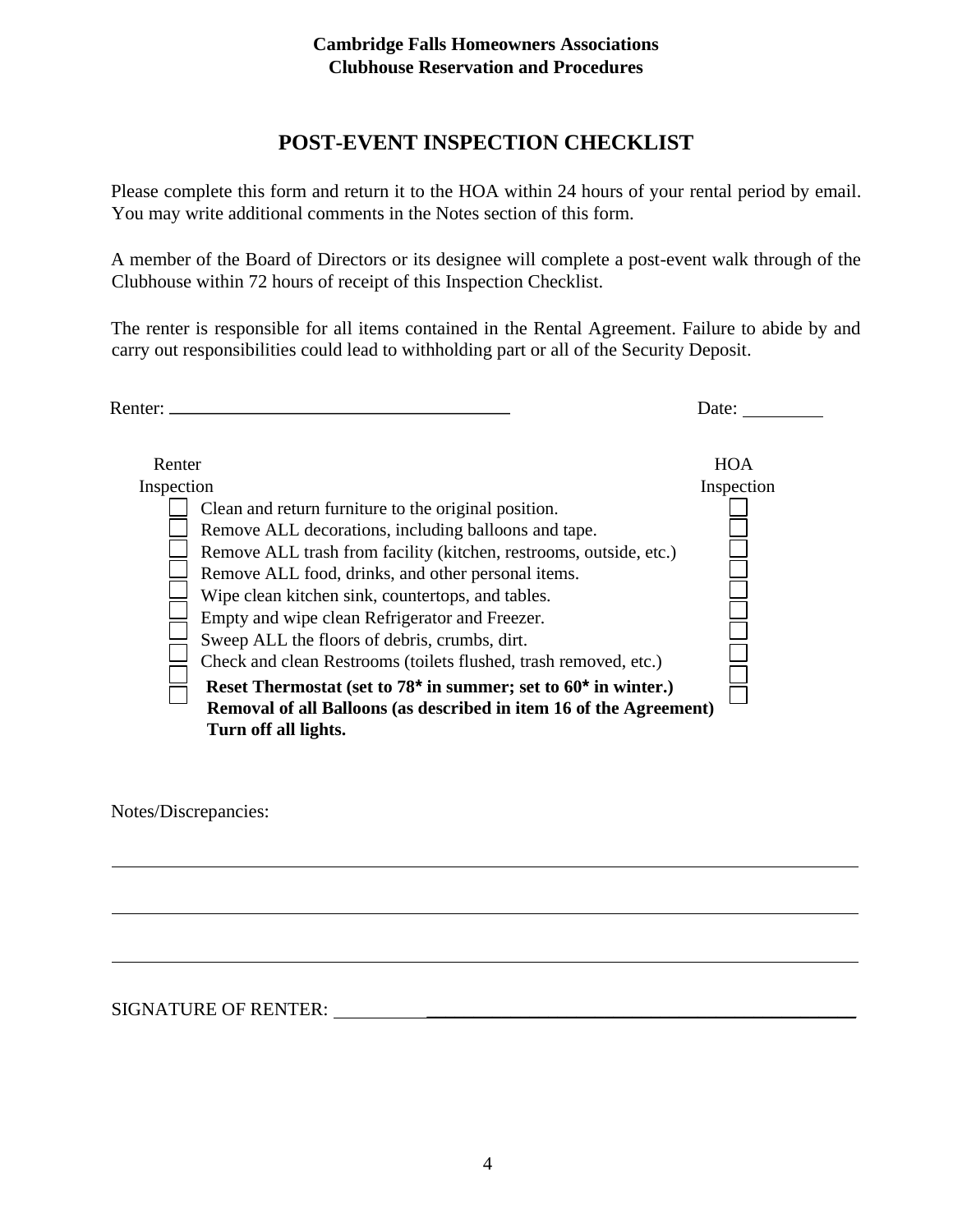**Cambridge Falls Homeowners Associations**
**Clubhouse Reservation and Procedures**

# POST-EVENT INSPECTION CHECKLIST

Please complete this form and return it to the HOA within 24 hours of your rental period by email. You may write additional comments in the Notes section of this form.

A member of the Board of Directors or its designee will complete a post-event walk through of the Clubhouse within 72 hours of receipt of this Inspection Checklist.

The renter is responsible for all items contained in the Rental Agreement. Failure to abide by and carry out responsibilities could lead to withholding part or all of the Security Deposit.

Renter: ______________________________________ Date: _________

| Renter Inspection | | HOA Inspection |
|---|---|---|
| ☐ | Clean and return furniture to the original position. | ☐ |
| ☐ | Remove ALL decorations, including balloons and tape. | ☐ |
| ☐ | Remove ALL trash from facility (kitchen, restrooms, outside, etc.) | ☐ |
| ☐ | Remove ALL food, drinks, and other personal items. | ☐ |
| ☐ | Wipe clean kitchen sink, countertops, and tables. | ☐ |
| ☐ | Empty and wipe clean Refrigerator and Freezer. | ☐ |
| ☐ | Sweep ALL the floors of debris, crumbs, dirt. | ☐ |
| ☐ | Check and clean Restrooms (toilets flushed, trash removed, etc.) | ☐ |
| ☐ | **Reset Thermostat (set to 78* in summer; set to 60* in winter.)** | ☐ |
| ☐ | **Removal of all Balloons (as described in item 16 of the Agreement)** | ☐ |
| | **Turn off all lights.** | |

Notes/Discrepancies:

_____________________________________________________________________________

_____________________________________________________________________________

_____________________________________________________________________________

SIGNATURE OF RENTER: ________________________________________________